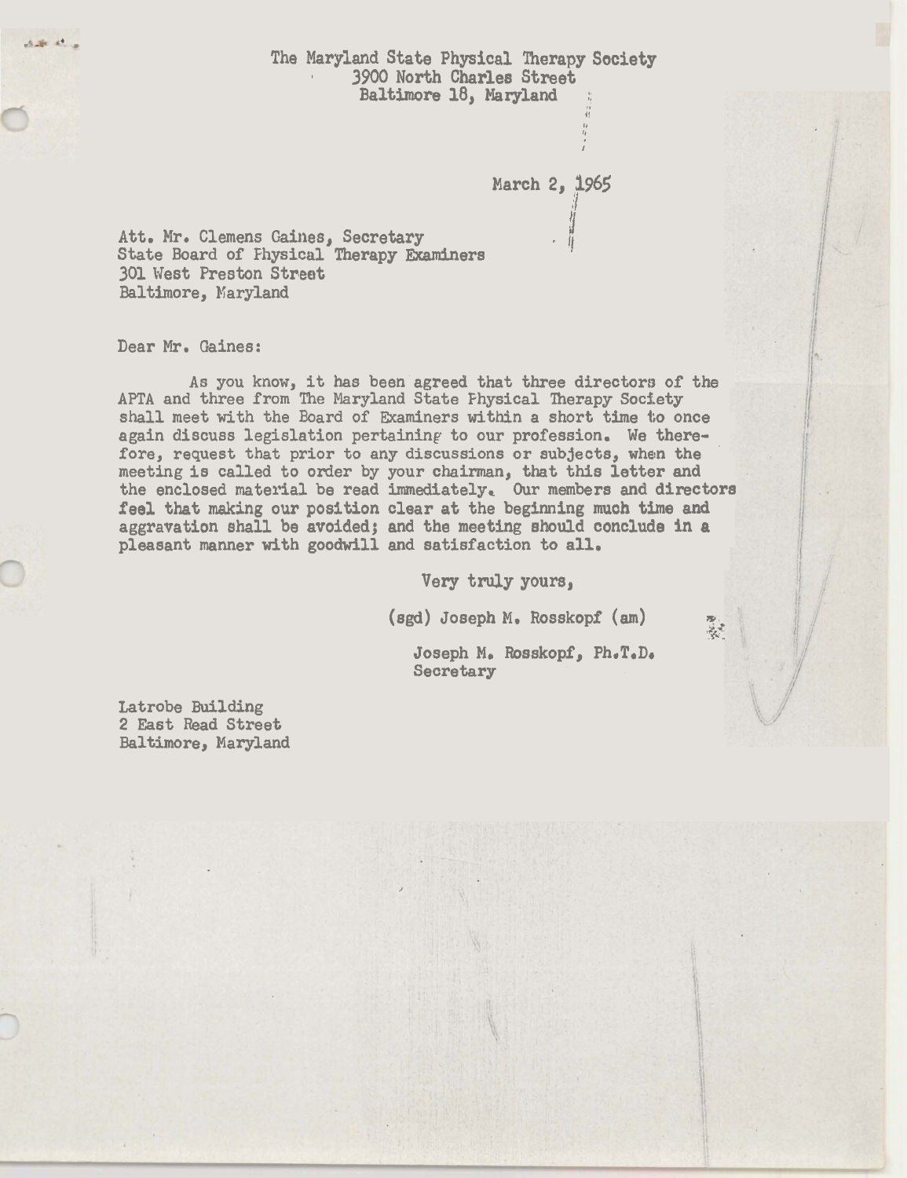The Maryland State Physical Therapy Society
3900 North Charles Street
Baltimore 18, Maryland

March 2, 1965

Att. Mr. Clemens Gaines, Secretary
State Board of Physical Therapy Examiners
301 West Preston Street
Baltimore, Maryland

Dear Mr. Gaines:

As you know, it has been agreed that three directors of the APTA and three from The Maryland State Physical Therapy Society shall meet with the Board of Examiners within a short time to once again discuss legislation pertaining to our profession. We therefore, request that prior to any discussions or subjects, when the meeting is called to order by your chairman, that this letter and the enclosed material be read immediately. Our members and directors feel that making our position clear at the beginning much time and aggravation shall be avoided; and the meeting should conclude in a pleasant manner with goodwill and satisfaction to all.

Very truly yours,

(sgd) Joseph M. Rosskopf (am)

Joseph M. Rosskopf, Ph.T.D.
Secretary

Latrobe Building
2 East Read Street
Baltimore, Maryland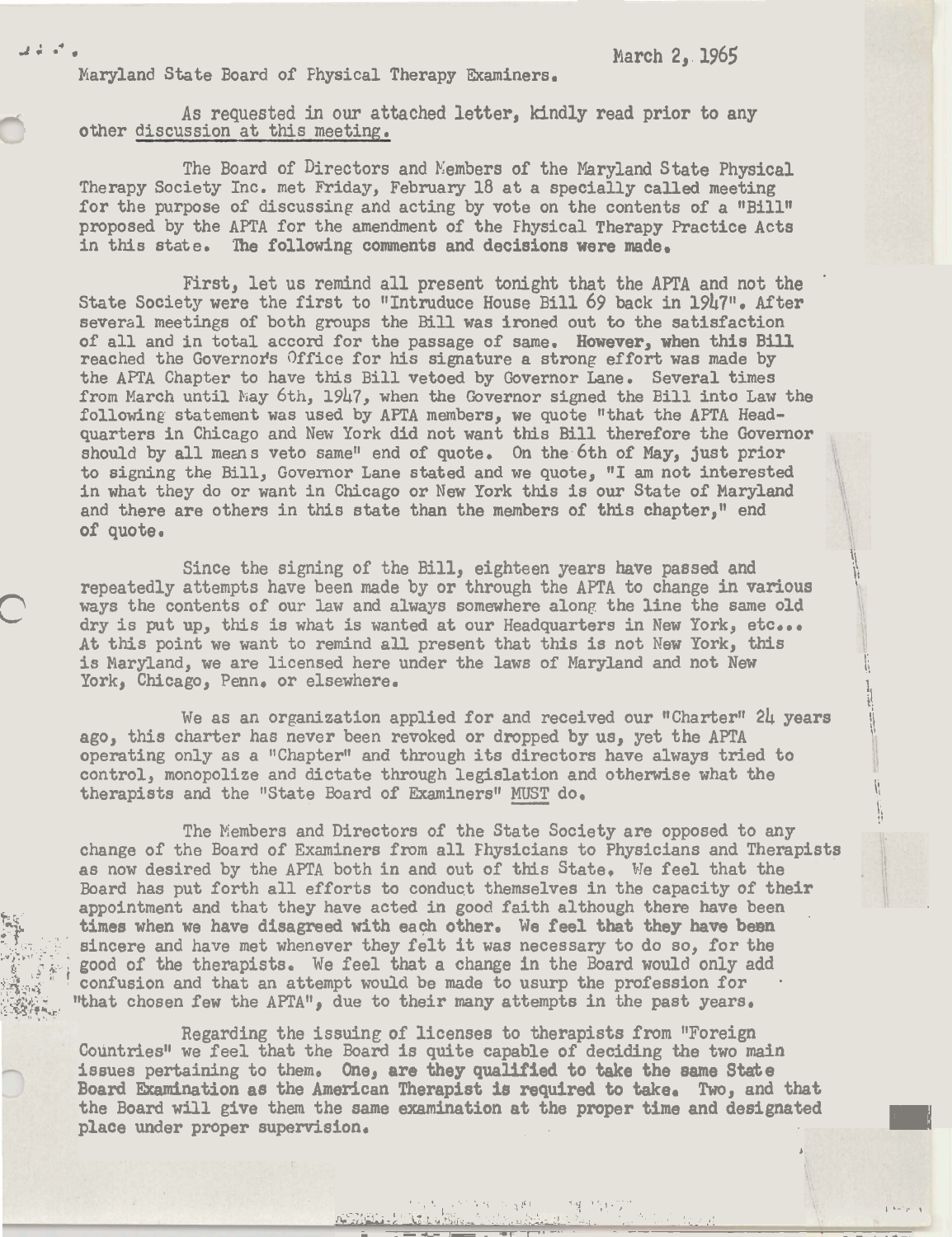March 2, 1965

Maryland State Board of Physical Therapy Examiners.

As requested in our attached letter, kindly read prior to any other discussion at this meeting.

The Board of Directors and Members of the Maryland State Physical Therapy Society Inc. met Friday, February 18 at a specially called meeting for the purpose of discussing and acting by vote on the contents of a "Bill" proposed by the APTA for the amendment of the Physical Therapy Practice Acts in this state. The following comments and decisions were made.

First, let us remind all present tonight that the APTA and not the State Society were the first to "Intruduce House Bill 69 back in 1947". After several meetings of both groups the Bill was ironed out to the satisfaction of all and in total accord for the passage of same. However, when this Bill reached the Governor's Office for his signature a strong effort was made by the APTA Chapter to have this Bill vetoed by Governor Lane. Several times from March until May 6th, 1947, when the Governor signed the Bill into Law the following statement was used by APTA members, we quote "that the APTA Headquarters in Chicago and New York did not want this Bill therefore the Governor should by all means veto same" end of quote. On the 6th of May, just prior to signing the Bill, Governor Lane stated and we quote, "I am not interested in what they do or want in Chicago or New York this is our State of Maryland and there are others in this state than the members of this chapter," end of quote.

Since the signing of the Bill, eighteen years have passed and repeatedly attempts have been made by or through the APTA to change in various ways the contents of our law and always somewhere along the line the same old dry is put up, this is what is wanted at our Headquarters in New York, etc... At this point we want to remind all present that this is not New York, this is Maryland, we are licensed here under the laws of Maryland and not New York, Chicago, Penn. or elsewhere.

We as an organization applied for and received our "Charter" 24 years ago, this charter has never been revoked or dropped by us, yet the APTA operating only as a "Chapter" and through its directors have always tried to control, monopolize and dictate through legislation and otherwise what the therapists and the "State Board of Examiners" MUST do.

The Members and Directors of the State Society are opposed to any change of the Board of Examiners from all Physicians to Physicians and Therapists as now desired by the APTA both in and out of this State. We feel that the Board has put forth all efforts to conduct themselves in the capacity of their appointment and that they have acted in good faith although there have been times when we have disagreed with each other. We feel that they have been sincere and have met whenever they felt it was necessary to do so, for the good of the therapists. We feel that a change in the Board would only add confusion and that an attempt would be made to usurp the profession for "that chosen few the APTA", due to their many attempts in the past years.

Regarding the issuing of licenses to therapists from "Foreign Countries" we feel that the Board is quite capable of deciding the two main issues pertaining to them. One, are they qualified to take the same State Board Examination as the American Therapist is required to take. Two, and that the Board will give them the same examination at the proper time and designated place under proper supervision.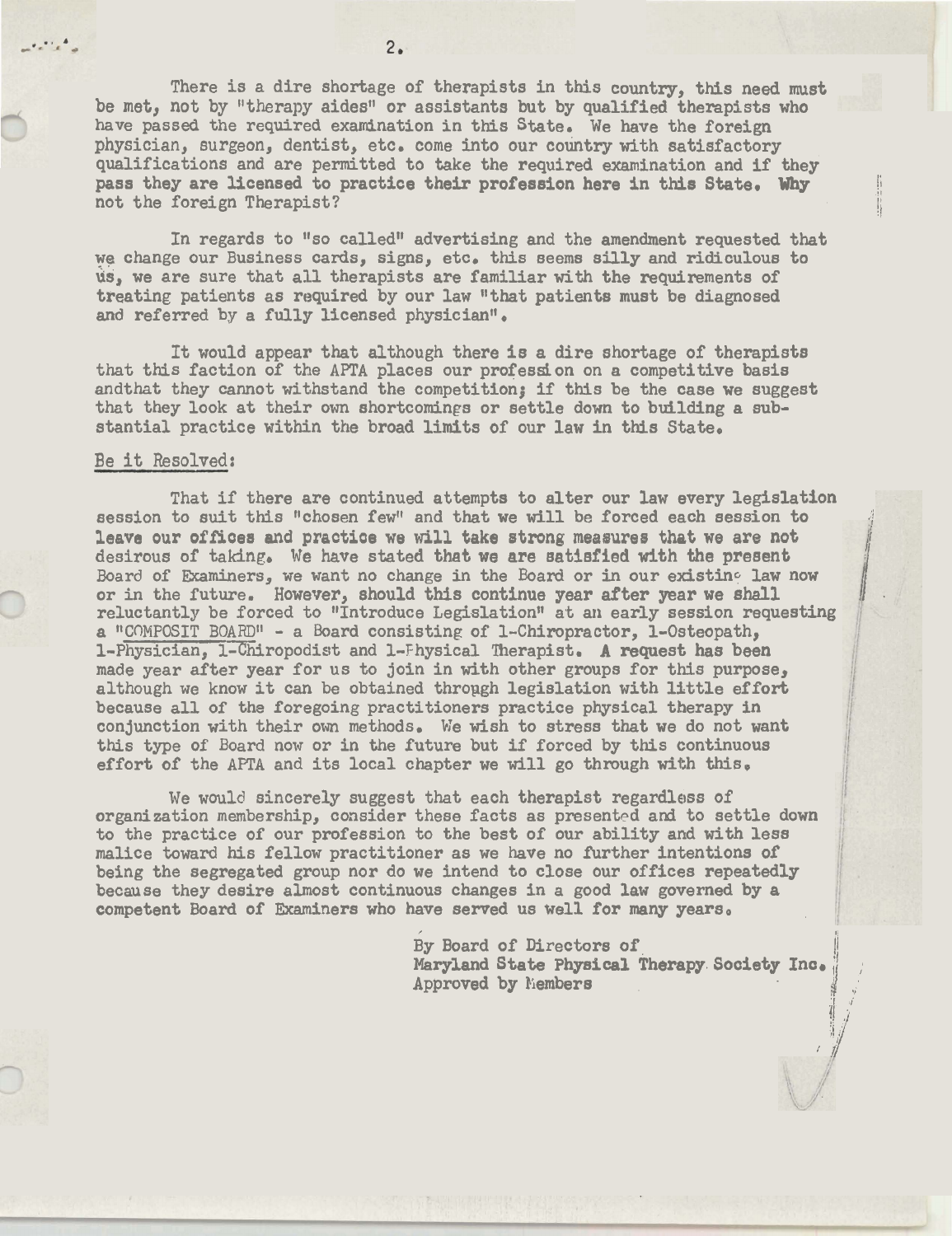There is a dire shortage of therapists in this country, this need must be met, not by "therapy aides" or assistants but by qualified therapists who have passed the required examination in this State. We have the foreign physician, surgeon, dentist, etc. come into our country with satisfactory qualifications and are permitted to take the required examination and if they pass they are licensed to practice their profession here in this State. Why not the foreign Therapist?

In regards to "so called" advertising and the amendment requested that we change our Business cards, signs, etc. this seems silly and ridiculous to us, we are sure that all therapists are familiar with the requirements of treating patients as required by our law "that patients must be diagnosed and referred by a fully licensed physician".

It would appear that although there is a dire shortage of therapists that this faction of the APTA places our profession on a competitive basis andthat they cannot withstand the competition; if this be the case we suggest that they look at their own shortcomings or settle down to building a substantial practice within the broad limits of our law in this State.

Be it Resolved:

That if there are continued attempts to alter our law every legislation session to suit this "chosen few" and that we will be forced each session to leave our offices and practice we will take strong measures that we are not desirous of taking. We have stated that we are satisfied with the present Board of Examiners, we want no change in the Board or in our existing law now or in the future. However, should this continue year after year we shall reluctantly be forced to "Introduce Legislation" at an early session requesting a "COMPOSIT BOARD" - a Board consisting of 1-Chiropractor, 1-Osteopath, 1-Physician, 1-Chiropodist and 1-Physical Therapist. A request has been made year after year for us to join in with other groups for this purpose, although we know it can be obtained through legislation with little effort because all of the foregoing practitioners practice physical therapy in conjunction with their own methods. We wish to stress that we do not want this type of Board now or in the future but if forced by this continuous effort of the APTA and its local chapter we will go through with this.

We would sincerely suggest that each therapist regardless of organization membership, consider these facts as presented and to settle down to the practice of our profession to the best of our ability and with less malice toward his fellow practitioner as we have no further intentions of being the segregated group nor do we intend to close our offices repeatedly because they desire almost continuous changes in a good law governed by a competent Board of Examiners who have served us well for many years.

By Board of Directors of
Maryland State Physical Therapy Society Inc.
Approved by Members